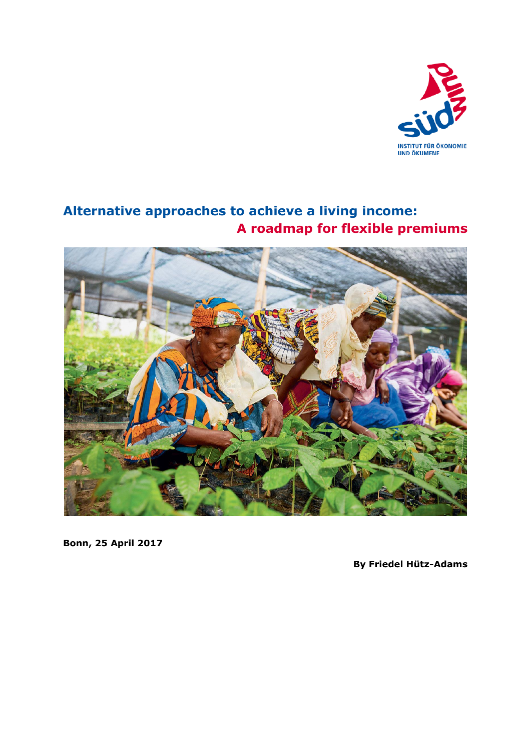INSTITUT FÜR ÖKONOMIE UND ÖKUMENE

# Alternative approaches to achieve a living income: A roadmap for flexible premiums

**Bonn, 25 April 2017**

**By Friedel Hütz-Adams**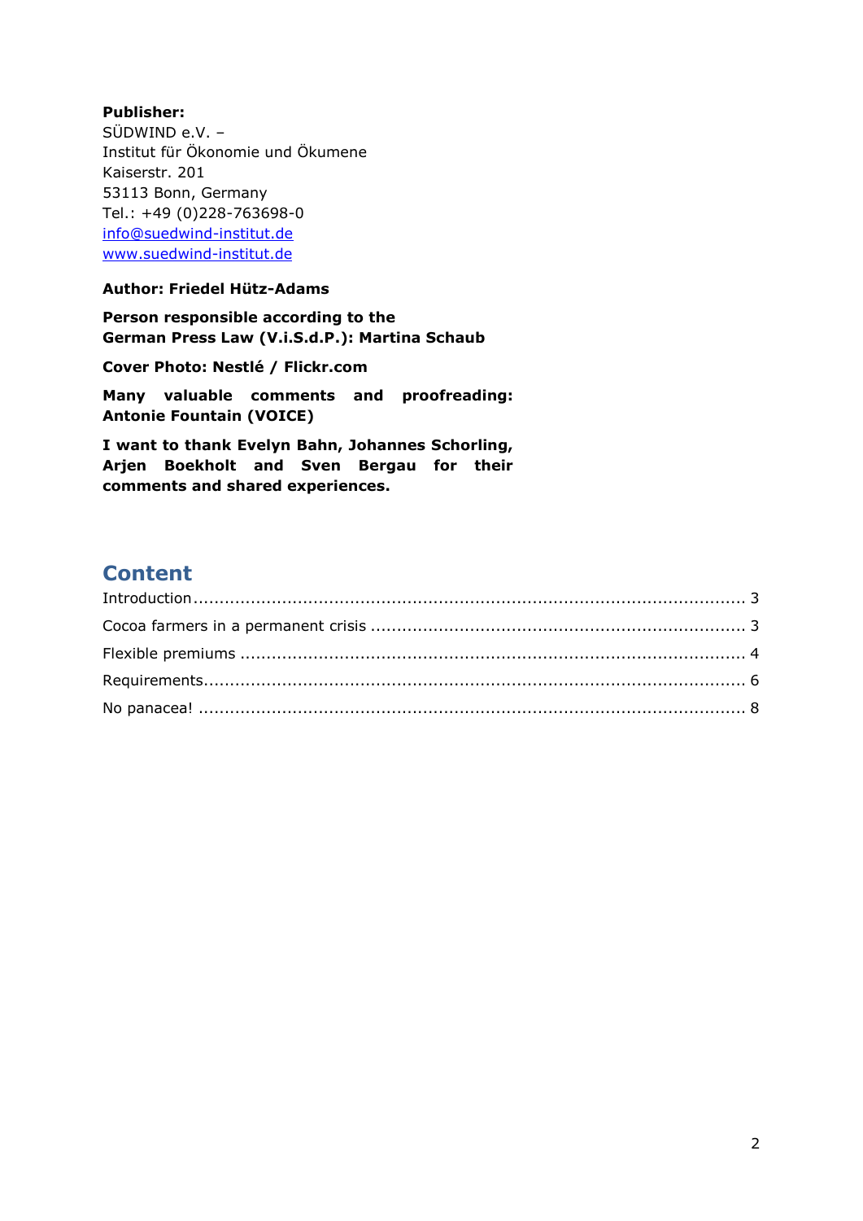**Publisher:**
SÜDWIND e.V. –
Institut für Ökonomie und Ökumene
Kaiserstr. 201
53113 Bonn, Germany
Tel.: +49 (0)228-763698-0
info@suedwind-institut.de
www.suedwind-institut.de

**Author: Friedel Hütz-Adams**

**Person responsible according to the German Press Law (V.i.S.d.P.): Martina Schaub**

**Cover Photo: Nestlé / Flickr.com**

**Many valuable comments and proofreading: Antonie Fountain (VOICE)**

**I want to thank Evelyn Bahn, Johannes Schorling, Arjen Boekholt and Sven Bergau for their comments and shared experiences.**

## Content

Introduction ........................................................................................................ 3
Cocoa farmers in a permanent crisis ..................................................................... 3
Flexible premiums ................................................................................................ 4
Requirements........................................................................................................ 6
No panacea! ......................................................................................................... 8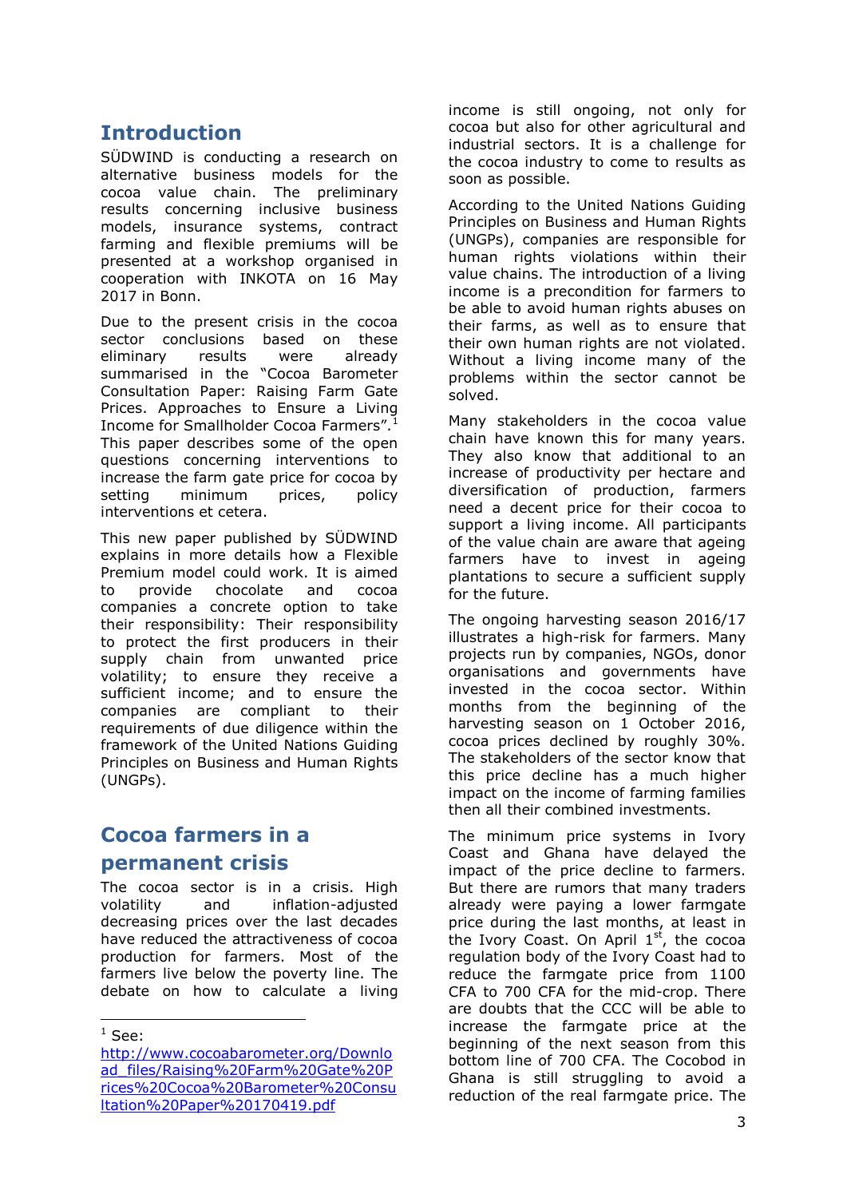## Introduction

SÜDWIND is conducting a research on alternative business models for the cocoa value chain. The preliminary results concerning inclusive business models, insurance systems, contract farming and flexible premiums will be presented at a workshop organised in cooperation with INKOTA on 16 May 2017 in Bonn.

Due to the present crisis in the cocoa sector conclusions based on these eliminary results were already summarised in the "Cocoa Barometer Consultation Paper: Raising Farm Gate Prices. Approaches to Ensure a Living Income for Smallholder Cocoa Farmers".[1] This paper describes some of the open questions concerning interventions to increase the farm gate price for cocoa by setting minimum prices, policy interventions et cetera.

This new paper published by SÜDWIND explains in more details how a Flexible Premium model could work. It is aimed to provide chocolate and cocoa companies a concrete option to take their responsibility: Their responsibility to protect the first producers in their supply chain from unwanted price volatility; to ensure they receive a sufficient income; and to ensure the companies are compliant to their requirements of due diligence within the framework of the United Nations Guiding Principles on Business and Human Rights (UNGPs).

## Cocoa farmers in a permanent crisis

The cocoa sector is in a crisis. High volatility and inflation-adjusted decreasing prices over the last decades have reduced the attractiveness of cocoa production for farmers. Most of the farmers live below the poverty line. The debate on how to calculate a living income is still ongoing, not only for cocoa but also for other agricultural and industrial sectors. It is a challenge for the cocoa industry to come to results as soon as possible.

According to the United Nations Guiding Principles on Business and Human Rights (UNGPs), companies are responsible for human rights violations within their value chains. The introduction of a living income is a precondition for farmers to be able to avoid human rights abuses on their farms, as well as to ensure that their own human rights are not violated. Without a living income many of the problems within the sector cannot be solved.

Many stakeholders in the cocoa value chain have known this for many years. They also know that additional to an increase of productivity per hectare and diversification of production, farmers need a decent price for their cocoa to support a living income. All participants of the value chain are aware that ageing farmers have to invest in ageing plantations to secure a sufficient supply for the future.

The ongoing harvesting season 2016/17 illustrates a high-risk for farmers. Many projects run by companies, NGOs, donor organisations and governments have invested in the cocoa sector. Within months from the beginning of the harvesting season on 1 October 2016, cocoa prices declined by roughly 30%. The stakeholders of the sector know that this price decline has a much higher impact on the income of farming families then all their combined investments.

The minimum price systems in Ivory Coast and Ghana have delayed the impact of the price decline to farmers. But there are rumors that many traders already were paying a lower farmgate price during the last months, at least in the Ivory Coast. On April 1st, the cocoa regulation body of the Ivory Coast had to reduce the farmgate price from 1100 CFA to 700 CFA for the mid-crop. There are doubts that the CCC will be able to increase the farmgate price at the beginning of the next season from this bottom line of 700 CFA. The Cocobod in Ghana is still struggling to avoid a reduction of the real farmgate price. The

---

[1] See: http://www.cocoabarometer.org/Download_files/Raising%20Farm%20Gate%20Prices%20Cocoa%20Barometer%20Consultation%20Paper%20170419.pdf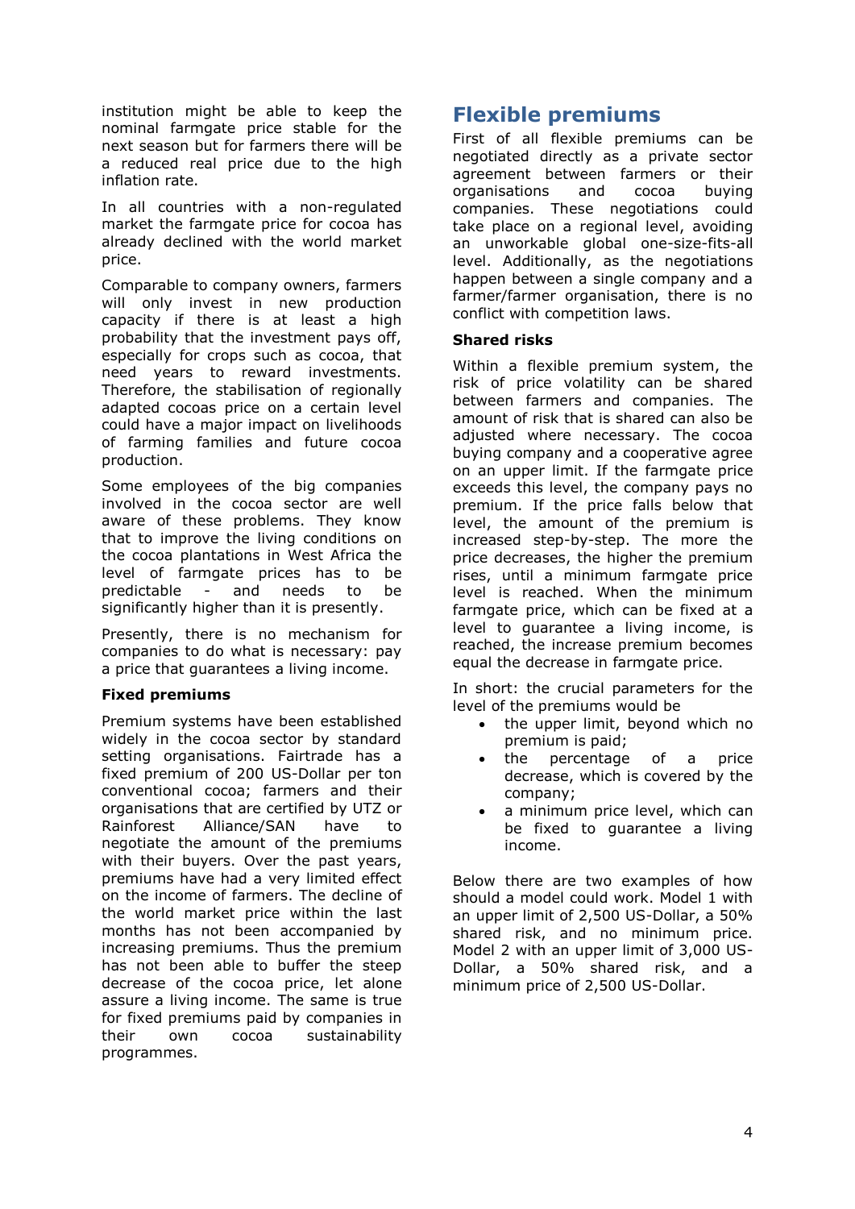institution might be able to keep the nominal farmgate price stable for the next season but for farmers there will be a reduced real price due to the high inflation rate.

In all countries with a non-regulated market the farmgate price for cocoa has already declined with the world market price.

Comparable to company owners, farmers will only invest in new production capacity if there is at least a high probability that the investment pays off, especially for crops such as cocoa, that need years to reward investments. Therefore, the stabilisation of regionally adapted cocoas price on a certain level could have a major impact on livelihoods of farming families and future cocoa production.

Some employees of the big companies involved in the cocoa sector are well aware of these problems. They know that to improve the living conditions on the cocoa plantations in West Africa the level of farmgate prices has to be predictable - and needs to be significantly higher than it is presently.

Presently, there is no mechanism for companies to do what is necessary: pay a price that guarantees a living income.

### Fixed premiums

Premium systems have been established widely in the cocoa sector by standard setting organisations. Fairtrade has a fixed premium of 200 US-Dollar per ton conventional cocoa; farmers and their organisations that are certified by UTZ or Rainforest Alliance/SAN have to negotiate the amount of the premiums with their buyers. Over the past years, premiums have had a very limited effect on the income of farmers. The decline of the world market price within the last months has not been accompanied by increasing premiums. Thus the premium has not been able to buffer the steep decrease of the cocoa price, let alone assure a living income. The same is true for fixed premiums paid by companies in their own cocoa sustainability programmes.

## Flexible premiums

First of all flexible premiums can be negotiated directly as a private sector agreement between farmers or their organisations and cocoa buying companies. These negotiations could take place on a regional level, avoiding an unworkable global one-size-fits-all level. Additionally, as the negotiations happen between a single company and a farmer/farmer organisation, there is no conflict with competition laws.

### Shared risks

Within a flexible premium system, the risk of price volatility can be shared between farmers and companies. The amount of risk that is shared can also be adjusted where necessary. The cocoa buying company and a cooperative agree on an upper limit. If the farmgate price exceeds this level, the company pays no premium. If the price falls below that level, the amount of the premium is increased step-by-step. The more the price decreases, the higher the premium rises, until a minimum farmgate price level is reached. When the minimum farmgate price, which can be fixed at a level to guarantee a living income, is reached, the increase premium becomes equal the decrease in farmgate price.

In short: the crucial parameters for the level of the premiums would be

- the upper limit, beyond which no premium is paid;
- the percentage of a price decrease, which is covered by the company;
- a minimum price level, which can be fixed to guarantee a living income.

Below there are two examples of how should a model could work. Model 1 with an upper limit of 2,500 US-Dollar, a 50% shared risk, and no minimum price. Model 2 with an upper limit of 3,000 US-Dollar, a 50% shared risk, and a minimum price of 2,500 US-Dollar.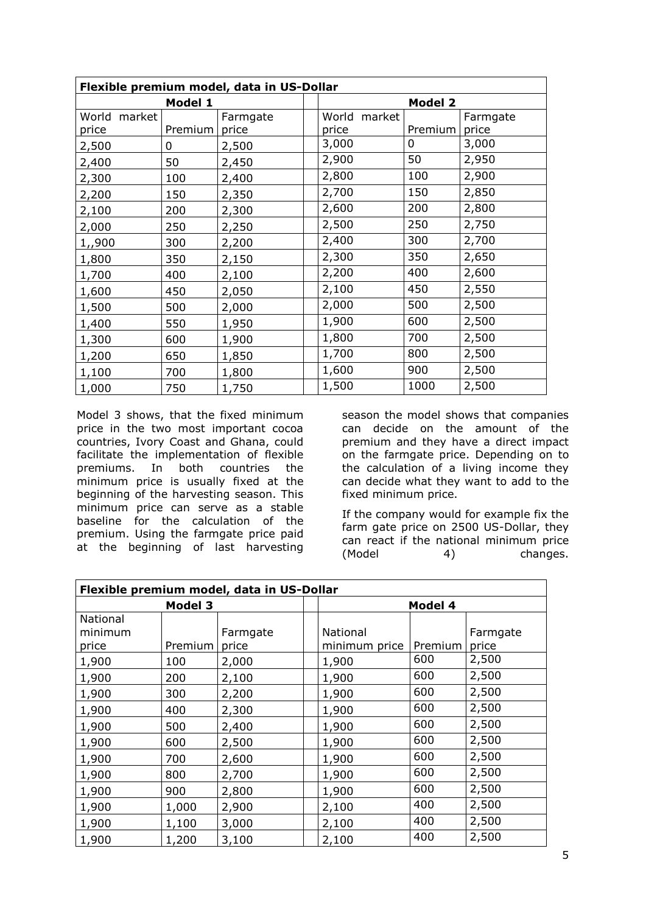| Flexible premium model, data in US-Dollar | | | | | | |
|---|---|---|---|---|---|---|
| Model 1 | | | | Model 2 | | |
| World market price | Premium | Farmgate price | | World market price | Premium | Farmgate price |
| 2,500 | 0 | 2,500 | | 3,000 | 0 | 3,000 |
| 2,400 | 50 | 2,450 | | 2,900 | 50 | 2,950 |
| 2,300 | 100 | 2,400 | | 2,800 | 100 | 2,900 |
| 2,200 | 150 | 2,350 | | 2,700 | 150 | 2,850 |
| 2,100 | 200 | 2,300 | | 2,600 | 200 | 2,800 |
| 2,000 | 250 | 2,250 | | 2,500 | 250 | 2,750 |
| 1,,900 | 300 | 2,200 | | 2,400 | 300 | 2,700 |
| 1,800 | 350 | 2,150 | | 2,300 | 350 | 2,650 |
| 1,700 | 400 | 2,100 | | 2,200 | 400 | 2,600 |
| 1,600 | 450 | 2,050 | | 2,100 | 450 | 2,550 |
| 1,500 | 500 | 2,000 | | 2,000 | 500 | 2,500 |
| 1,400 | 550 | 1,950 | | 1,900 | 600 | 2,500 |
| 1,300 | 600 | 1,900 | | 1,800 | 700 | 2,500 |
| 1,200 | 650 | 1,850 | | 1,700 | 800 | 2,500 |
| 1,100 | 700 | 1,800 | | 1,600 | 900 | 2,500 |
| 1,000 | 750 | 1,750 | | 1,500 | 1000 | 2,500 |

Model 3 shows, that the fixed minimum price in the two most important cocoa countries, Ivory Coast and Ghana, could facilitate the implementation of flexible premiums. In both countries the minimum price is usually fixed at the beginning of the harvesting season. This minimum price can serve as a stable baseline for the calculation of the premium. Using the farmgate price paid at the beginning of last harvesting season the model shows that companies can decide on the amount of the premium and they have a direct impact on the farmgate price. Depending on to the calculation of a living income they can decide what they want to add to the fixed minimum price.

If the company would for example fix the farm gate price on 2500 US-Dollar, they can react if the national minimum price (Model 4) changes.

| Flexible premium model, data in US-Dollar | | | | | | |
|---|---|---|---|---|---|---|
| Model 3 | | | | Model 4 | | |
| National minimum price | Premium | Farmgate price | | National minimum price | Premium | Farmgate price |
| 1,900 | 100 | 2,000 | | 1,900 | 600 | 2,500 |
| 1,900 | 200 | 2,100 | | 1,900 | 600 | 2,500 |
| 1,900 | 300 | 2,200 | | 1,900 | 600 | 2,500 |
| 1,900 | 400 | 2,300 | | 1,900 | 600 | 2,500 |
| 1,900 | 500 | 2,400 | | 1,900 | 600 | 2,500 |
| 1,900 | 600 | 2,500 | | 1,900 | 600 | 2,500 |
| 1,900 | 700 | 2,600 | | 1,900 | 600 | 2,500 |
| 1,900 | 800 | 2,700 | | 1,900 | 600 | 2,500 |
| 1,900 | 900 | 2,800 | | 1,900 | 600 | 2,500 |
| 1,900 | 1,000 | 2,900 | | 2,100 | 400 | 2,500 |
| 1,900 | 1,100 | 3,000 | | 2,100 | 400 | 2,500 |
| 1,900 | 1,200 | 3,100 | | 2,100 | 400 | 2,500 |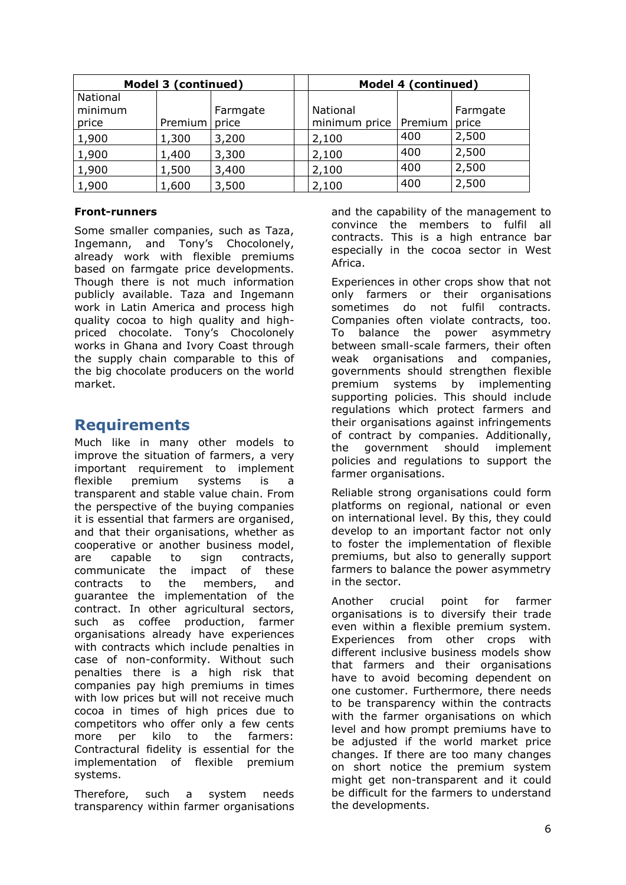| Model 3 (continued) | | | | Model 4 (continued) | | |
|---|---|---|---|---|---|---|
| National minimum price | Premium | Farmgate price | | National minimum price | Premium | Farmgate price |
| 1,900 | 1,300 | 3,200 | | 2,100 | 400 | 2,500 |
| 1,900 | 1,400 | 3,300 | | 2,100 | 400 | 2,500 |
| 1,900 | 1,500 | 3,400 | | 2,100 | 400 | 2,500 |
| 1,900 | 1,600 | 3,500 | | 2,100 | 400 | 2,500 |

**Front-runners**

Some smaller companies, such as Taza, Ingemann, and Tony's Chocolonely, already work with flexible premiums based on farmgate price developments. Though there is not much information publicly available. Taza and Ingemann work in Latin America and process high quality cocoa to high quality and high-priced chocolate. Tony's Chocolonely works in Ghana and Ivory Coast through the supply chain comparable to this of the big chocolate producers on the world market.

## Requirements

Much like in many other models to improve the situation of farmers, a very important requirement to implement flexible premium systems is a transparent and stable value chain. From the perspective of the buying companies it is essential that farmers are organised, and that their organisations, whether as cooperative or another business model, are capable to sign contracts, communicate the impact of these contracts to the members, and guarantee the implementation of the contract. In other agricultural sectors, such as coffee production, farmer organisations already have experiences with contracts which include penalties in case of non-conformity. Without such penalties there is a high risk that companies pay high premiums in times with low prices but will not receive much cocoa in times of high prices due to competitors who offer only a few cents more per kilo to the farmers: Contractual fidelity is essential for the implementation of flexible premium systems.

Therefore, such a system needs transparency within farmer organisations and the capability of the management to convince the members to fulfil all contracts. This is a high entrance bar especially in the cocoa sector in West Africa.

Experiences in other crops show that not only farmers or their organisations sometimes do not fulfil contracts. Companies often violate contracts, too. To balance the power asymmetry between small-scale farmers, their often weak organisations and companies, governments should strengthen flexible premium systems by implementing supporting policies. This should include regulations which protect farmers and their organisations against infringements of contract by companies. Additionally, the government should implement policies and regulations to support the farmer organisations.

Reliable strong organisations could form platforms on regional, national or even on international level. By this, they could develop to an important factor not only to foster the implementation of flexible premiums, but also to generally support farmers to balance the power asymmetry in the sector.

Another crucial point for farmer organisations is to diversify their trade even within a flexible premium system. Experiences from other crops with different inclusive business models show that farmers and their organisations have to avoid becoming dependent on one customer. Furthermore, there needs to be transparency within the contracts with the farmer organisations on which level and how prompt premiums have to be adjusted if the world market price changes. If there are too many changes on short notice the premium system might get non-transparent and it could be difficult for the farmers to understand the developments.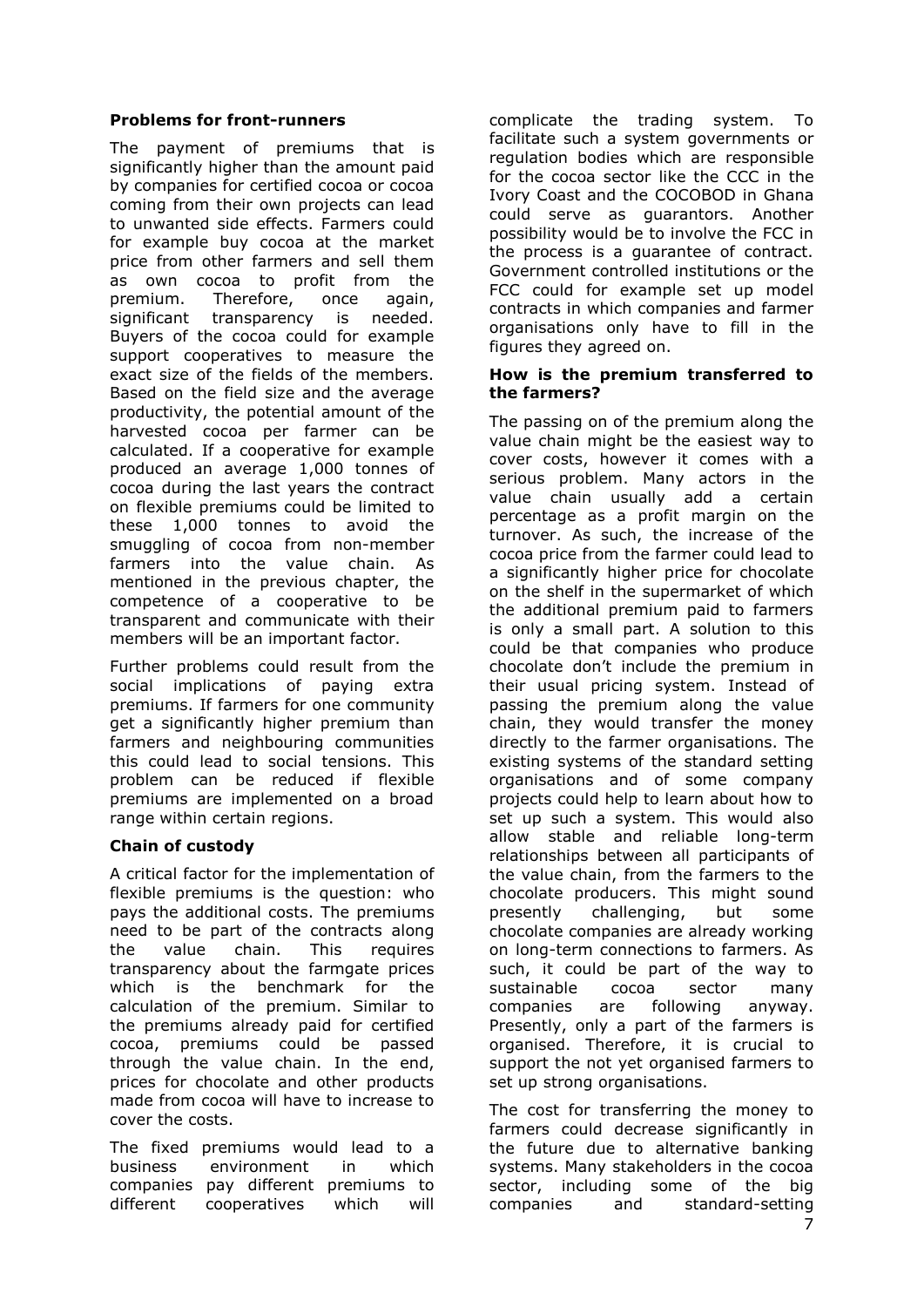### Problems for front-runners

The payment of premiums that is significantly higher than the amount paid by companies for certified cocoa or cocoa coming from their own projects can lead to unwanted side effects. Farmers could for example buy cocoa at the market price from other farmers and sell them as own cocoa to profit from the premium. Therefore, once again, significant transparency is needed. Buyers of the cocoa could for example support cooperatives to measure the exact size of the fields of the members. Based on the field size and the average productivity, the potential amount of the harvested cocoa per farmer can be calculated. If a cooperative for example produced an average 1,000 tonnes of cocoa during the last years the contract on flexible premiums could be limited to these 1,000 tonnes to avoid the smuggling of cocoa from non-member farmers into the value chain. As mentioned in the previous chapter, the competence of a cooperative to be transparent and communicate with their members will be an important factor.

Further problems could result from the social implications of paying extra premiums. If farmers for one community get a significantly higher premium than farmers and neighbouring communities this could lead to social tensions. This problem can be reduced if flexible premiums are implemented on a broad range within certain regions.

### Chain of custody

A critical factor for the implementation of flexible premiums is the question: who pays the additional costs. The premiums need to be part of the contracts along the value chain. This requires transparency about the farmgate prices which is the benchmark for the calculation of the premium. Similar to the premiums already paid for certified cocoa, premiums could be passed through the value chain. In the end, prices for chocolate and other products made from cocoa will have to increase to cover the costs.

The fixed premiums would lead to a business environment in which companies pay different premiums to different cooperatives which will complicate the trading system. To facilitate such a system governments or regulation bodies which are responsible for the cocoa sector like the CCC in the Ivory Coast and the COCOBOD in Ghana could serve as guarantors. Another possibility would be to involve the FCC in the process is a guarantee of contract. Government controlled institutions or the FCC could for example set up model contracts in which companies and farmer organisations only have to fill in the figures they agreed on.

### How is the premium transferred to the farmers?

The passing on of the premium along the value chain might be the easiest way to cover costs, however it comes with a serious problem. Many actors in the value chain usually add a certain percentage as a profit margin on the turnover. As such, the increase of the cocoa price from the farmer could lead to a significantly higher price for chocolate on the shelf in the supermarket of which the additional premium paid to farmers is only a small part. A solution to this could be that companies who produce chocolate don't include the premium in their usual pricing system. Instead of passing the premium along the value chain, they would transfer the money directly to the farmer organisations. The existing systems of the standard setting organisations and of some company projects could help to learn about how to set up such a system. This would also allow stable and reliable long-term relationships between all participants of the value chain, from the farmers to the chocolate producers. This might sound presently challenging, but some chocolate companies are already working on long-term connections to farmers. As such, it could be part of the way to sustainable cocoa sector many companies are following anyway. Presently, only a part of the farmers is organised. Therefore, it is crucial to support the not yet organised farmers to set up strong organisations.

The cost for transferring the money to farmers could decrease significantly in the future due to alternative banking systems. Many stakeholders in the cocoa sector, including some of the big companies and standard-setting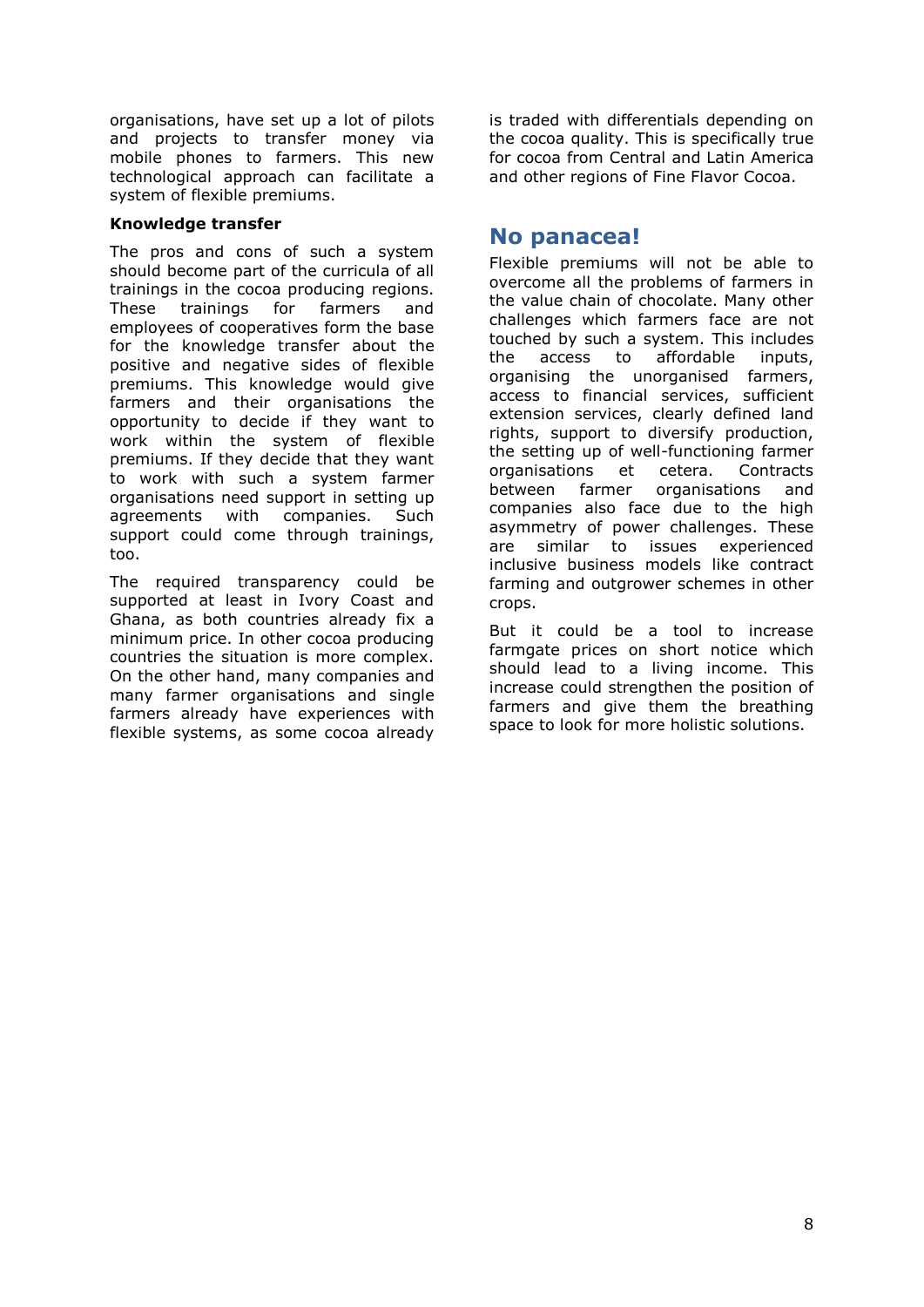organisations, have set up a lot of pilots and projects to transfer money via mobile phones to farmers. This new technological approach can facilitate a system of flexible premiums.

**Knowledge transfer**

The pros and cons of such a system should become part of the curricula of all trainings in the cocoa producing regions. These trainings for farmers and employees of cooperatives form the base for the knowledge transfer about the positive and negative sides of flexible premiums. This knowledge would give farmers and their organisations the opportunity to decide if they want to work within the system of flexible premiums. If they decide that they want to work with such a system farmer organisations need support in setting up agreements with companies. Such support could come through trainings, too.

The required transparency could be supported at least in Ivory Coast and Ghana, as both countries already fix a minimum price. In other cocoa producing countries the situation is more complex. On the other hand, many companies and many farmer organisations and single farmers already have experiences with flexible systems, as some cocoa already is traded with differentials depending on the cocoa quality. This is specifically true for cocoa from Central and Latin America and other regions of Fine Flavor Cocoa.

## No panacea!

Flexible premiums will not be able to overcome all the problems of farmers in the value chain of chocolate. Many other challenges which farmers face are not touched by such a system. This includes the access to affordable inputs, organising the unorganised farmers, access to financial services, sufficient extension services, clearly defined land rights, support to diversify production, the setting up of well-functioning farmer organisations et cetera. Contracts between farmer organisations and companies also face due to the high asymmetry of power challenges. These are similar to issues experienced inclusive business models like contract farming and outgrower schemes in other crops.

But it could be a tool to increase farmgate prices on short notice which should lead to a living income. This increase could strengthen the position of farmers and give them the breathing space to look for more holistic solutions.